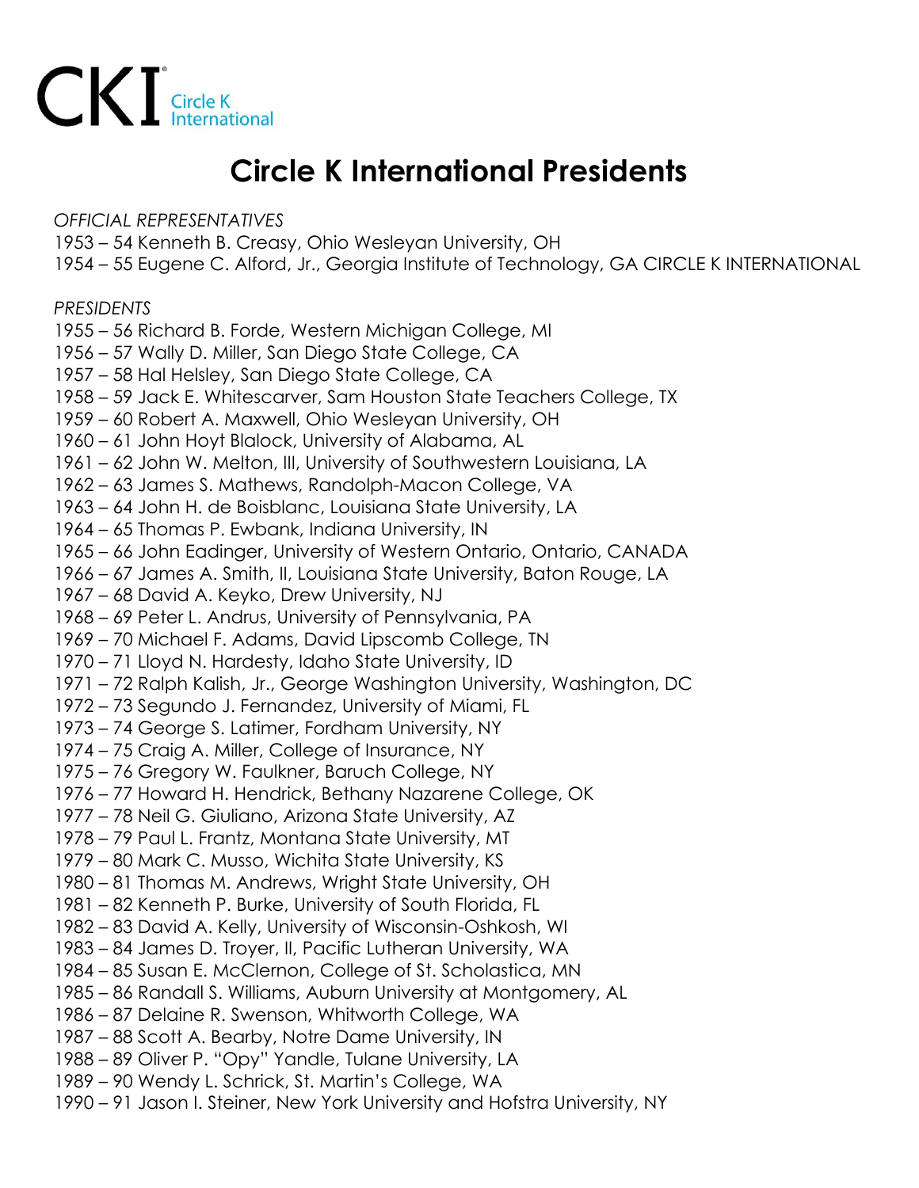CKI Circle K International

# Circle K International Presidents

*OFFICIAL REPRESENTATIVES*

1953 – 54 Kenneth B. Creasy, Ohio Wesleyan University, OH
1954 – 55 Eugene C. Alford, Jr., Georgia Institute of Technology, GA CIRCLE K INTERNATIONAL

*PRESIDENTS*

1955 – 56 Richard B. Forde, Western Michigan College, MI
1956 – 57 Wally D. Miller, San Diego State College, CA
1957 – 58 Hal Helsley, San Diego State College, CA
1958 – 59 Jack E. Whitescarver, Sam Houston State Teachers College, TX
1959 – 60 Robert A. Maxwell, Ohio Wesleyan University, OH
1960 – 61 John Hoyt Blalock, University of Alabama, AL
1961 – 62 John W. Melton, III, University of Southwestern Louisiana, LA
1962 – 63 James S. Mathews, Randolph-Macon College, VA
1963 – 64 John H. de Boisblanc, Louisiana State University, LA
1964 – 65 Thomas P. Ewbank, Indiana University, IN
1965 – 66 John Eadinger, University of Western Ontario, Ontario, CANADA
1966 – 67 James A. Smith, II, Louisiana State University, Baton Rouge, LA
1967 – 68 David A. Keyko, Drew University, NJ
1968 – 69 Peter L. Andrus, University of Pennsylvania, PA
1969 – 70 Michael F. Adams, David Lipscomb College, TN
1970 – 71 Lloyd N. Hardesty, Idaho State University, ID
1971 – 72 Ralph Kalish, Jr., George Washington University, Washington, DC
1972 – 73 Segundo J. Fernandez, University of Miami, FL
1973 – 74 George S. Latimer, Fordham University, NY
1974 – 75 Craig A. Miller, College of Insurance, NY
1975 – 76 Gregory W. Faulkner, Baruch College, NY
1976 – 77 Howard H. Hendrick, Bethany Nazarene College, OK
1977 – 78 Neil G. Giuliano, Arizona State University, AZ
1978 – 79 Paul L. Frantz, Montana State University, MT
1979 – 80 Mark C. Musso, Wichita State University, KS
1980 – 81 Thomas M. Andrews, Wright State University, OH
1981 – 82 Kenneth P. Burke, University of South Florida, FL
1982 – 83 David A. Kelly, University of Wisconsin-Oshkosh, WI
1983 – 84 James D. Troyer, II, Pacific Lutheran University, WA
1984 – 85 Susan E. McClernon, College of St. Scholastica, MN
1985 – 86 Randall S. Williams, Auburn University at Montgomery, AL
1986 – 87 Delaine R. Swenson, Whitworth College, WA
1987 – 88 Scott A. Bearby, Notre Dame University, IN
1988 – 89 Oliver P. "Opy" Yandle, Tulane University, LA
1989 – 90 Wendy L. Schrick, St. Martin's College, WA
1990 – 91 Jason I. Steiner, New York University and Hofstra University, NY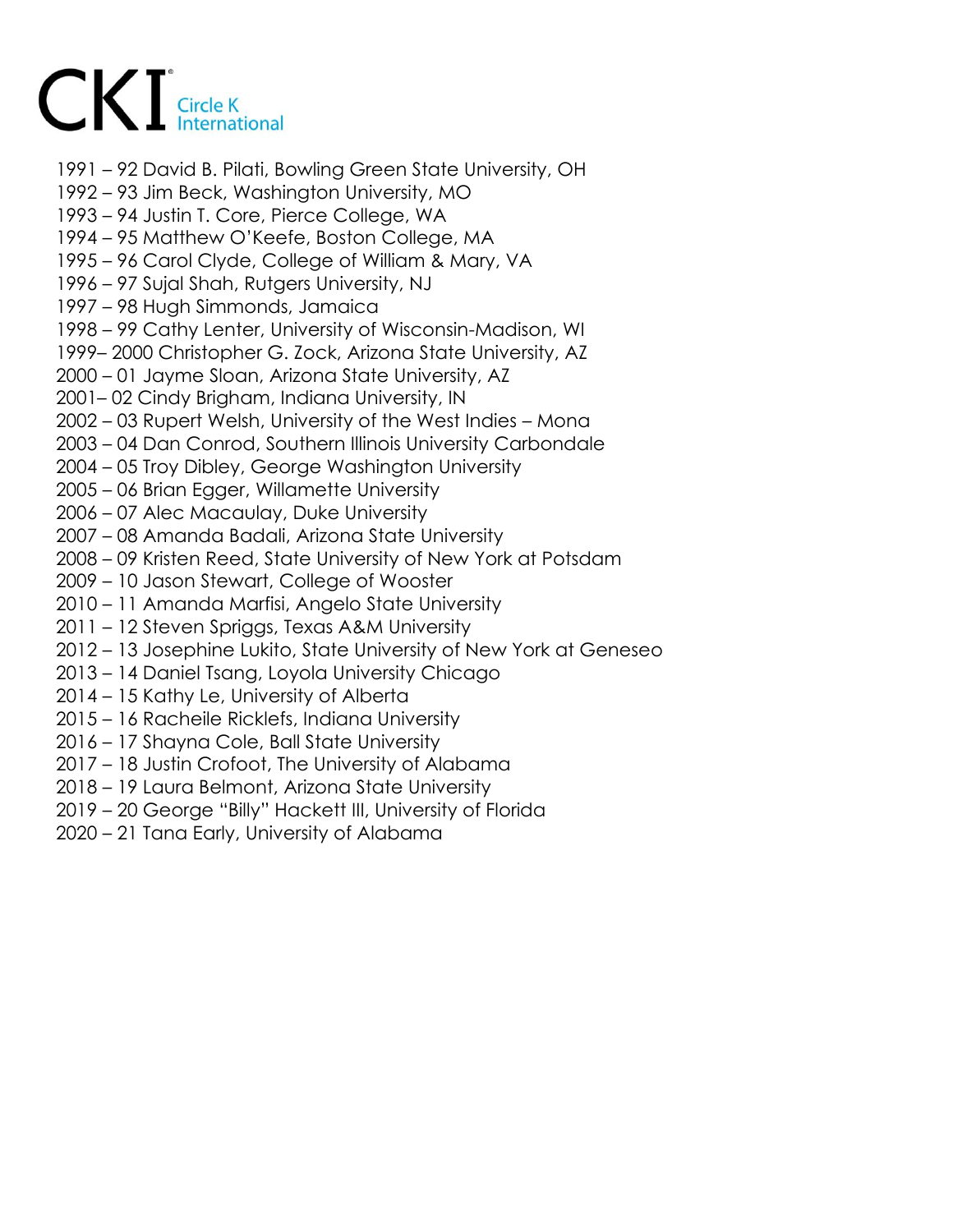CKI Circle K International

1991 – 92 David B. Pilati, Bowling Green State University, OH
1992 – 93 Jim Beck, Washington University, MO
1993 – 94 Justin T. Core, Pierce College, WA
1994 – 95 Matthew O'Keefe, Boston College, MA
1995 – 96 Carol Clyde, College of William & Mary, VA
1996 – 97 Sujal Shah, Rutgers University, NJ
1997 – 98 Hugh Simmonds, Jamaica
1998 – 99 Cathy Lenter, University of Wisconsin-Madison, WI
1999– 2000 Christopher G. Zock, Arizona State University, AZ
2000 – 01 Jayme Sloan, Arizona State University, AZ
2001– 02 Cindy Brigham, Indiana University, IN
2002 – 03 Rupert Welsh, University of the West Indies – Mona
2003 – 04 Dan Conrod, Southern Illinois University Carbondale
2004 – 05 Troy Dibley, George Washington University
2005 – 06 Brian Egger, Willamette University
2006 – 07 Alec Macaulay, Duke University
2007 – 08 Amanda Badali, Arizona State University
2008 – 09 Kristen Reed, State University of New York at Potsdam
2009 – 10 Jason Stewart, College of Wooster
2010 – 11 Amanda Marfisi, Angelo State University
2011 – 12 Steven Spriggs, Texas A&M University
2012 – 13 Josephine Lukito, State University of New York at Geneseo
2013 – 14 Daniel Tsang, Loyola University Chicago
2014 – 15 Kathy Le, University of Alberta
2015 – 16 Racheile Ricklefs, Indiana University
2016 – 17 Shayna Cole, Ball State University
2017 – 18 Justin Crofoot, The University of Alabama
2018 – 19 Laura Belmont, Arizona State University
2019 – 20 George "Billy" Hackett III, University of Florida
2020 – 21 Tana Early, University of Alabama